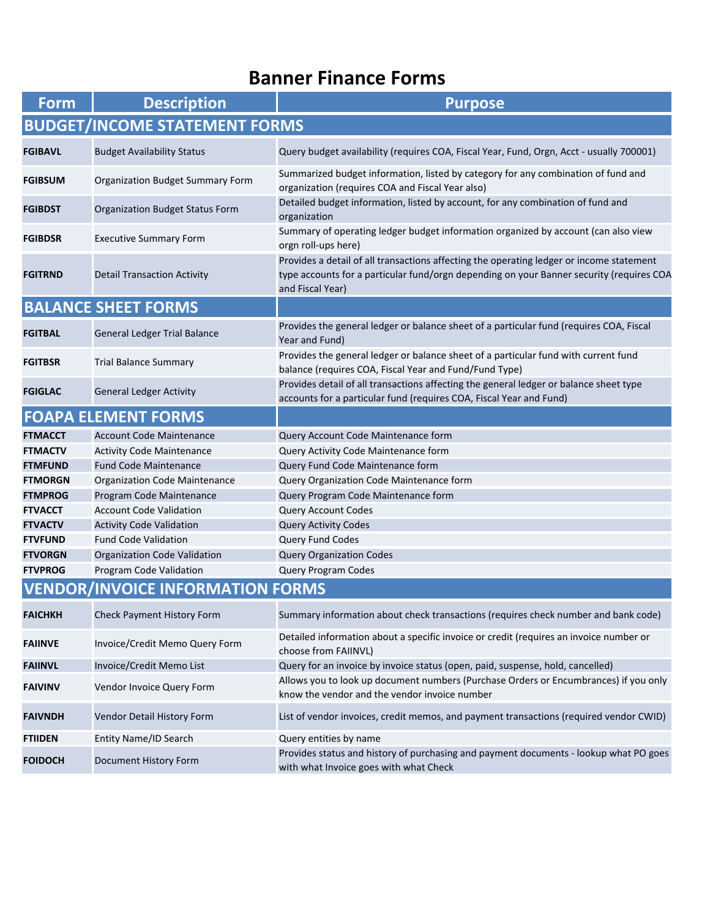# Banner Finance Forms

| Form | Description | Purpose |
|---|---|---|
| **BUDGET/INCOME STATEMENT FORMS** | | |
| **FGIBAVL** | Budget Availability Status | Query budget availability (requires COA, Fiscal Year, Fund, Orgn, Acct - usually 700001) |
| **FGIBSUM** | Organization Budget Summary Form | Summarized budget information, listed by category for any combination of fund and organization (requires COA and Fiscal Year also) |
| **FGIBDST** | Organization Budget Status Form | Detailed budget information, listed by account, for any combination of fund and organization |
| **FGIBDSR** | Executive Summary Form | Summary of operating ledger budget information organized by account (can also view orgn roll-ups here) |
| **FGITRND** | Detail Transaction Activity | Provides a detail of all transactions affecting the operating ledger or income statement type accounts for a particular fund/orgn depending on your Banner security (requires COA and Fiscal Year) |
| **BALANCE SHEET FORMS** | | |
| **FGITBAL** | General Ledger Trial Balance | Provides the general ledger or balance sheet of a particular fund (requires COA, Fiscal Year and Fund) |
| **FGITBSR** | Trial Balance Summary | Provides the general ledger or balance sheet of a particular fund with current fund balance (requires COA, Fiscal Year and Fund/Fund Type) |
| **FGIGLAC** | General Ledger Activity | Provides detail of all transactions affecting the general ledger or balance sheet type accounts for a particular fund (requires COA, Fiscal Year and Fund) |
| **FOAPA ELEMENT FORMS** | | |
| **FTMACCT** | Account Code Maintenance | Query Account Code Maintenance form |
| **FTMACTV** | Activity Code Maintenance | Query Activity Code Maintenance form |
| **FTMFUND** | Fund Code Maintenance | Query Fund Code Maintenance form |
| **FTMORGN** | Organization Code Maintenance | Query Organization Code Maintenance form |
| **FTMPROG** | Program Code Maintenance | Query Program Code Maintenance form |
| **FTVACCT** | Account Code Validation | Query Account Codes |
| **FTVACTV** | Activity Code Validation | Query Activity Codes |
| **FTVFUND** | Fund Code Validation | Query Fund Codes |
| **FTVORGN** | Organization Code Validation | Query Organization Codes |
| **FTVPROG** | Program Code Validation | Query Program Codes |
| **VENDOR/INVOICE INFORMATION FORMS** | | |
| **FAICHKH** | Check Payment History Form | Summary information about check transactions (requires check number and bank code) |
| **FAIINVE** | Invoice/Credit Memo Query Form | Detailed information about a specific invoice or credit (requires an invoice number or choose from FAIINVL) |
| **FAIINVL** | Invoice/Credit Memo List | Query for an invoice by invoice status (open, paid, suspense, hold, cancelled) |
| **FAIVINV** | Vendor Invoice Query Form | Allows you to look up document numbers (Purchase Orders or Encumbrances) if you only know the vendor and the vendor invoice number |
| **FAIVNDH** | Vendor Detail History Form | List of vendor invoices, credit memos, and payment transactions (required vendor CWID) |
| **FTIIDEN** | Entity Name/ID Search | Query entities by name |
| **FOIDOCH** | Document History Form | Provides status and history of purchasing and payment documents - lookup what PO goes with what Invoice goes with what Check |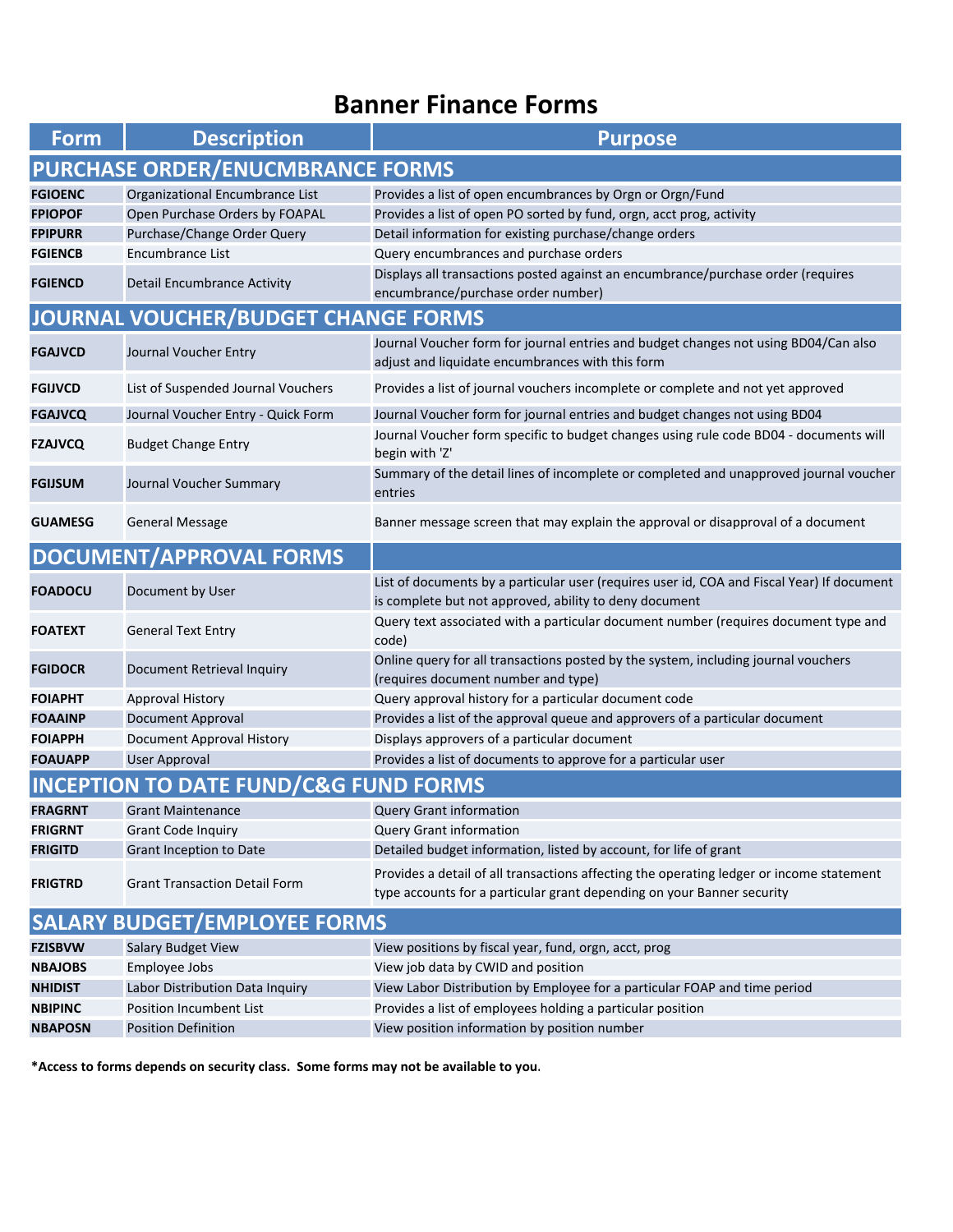# Banner Finance Forms

| Form | Description | Purpose |
|---|---|---|
| **PURCHASE ORDER/ENUCMBRANCE FORMS** | | |
| **FGIOENC** | Organizational Encumbrance List | Provides a list of open encumbrances by Orgn or Orgn/Fund |
| **FPIOPOF** | Open Purchase Orders by FOAPAL | Provides a list of open PO sorted by fund, orgn, acct prog, activity |
| **FPIPURR** | Purchase/Change Order Query | Detail information for existing purchase/change orders |
| **FGIENCB** | Encumbrance List | Query encumbrances and purchase orders |
| **FGIENCD** | Detail Encumbrance Activity | Displays all transactions posted against an encumbrance/purchase order (requires encumbrance/purchase order number) |
| **JOURNAL VOUCHER/BUDGET CHANGE FORMS** | | |
| **FGAJVCD** | Journal Voucher Entry | Journal Voucher form for journal entries and budget changes not using BD04/Can also adjust and liquidate encumbrances with this form |
| **FGIJVCD** | List of Suspended Journal Vouchers | Provides a list of journal vouchers incomplete or complete and not yet approved |
| **FGAJVCQ** | Journal Voucher Entry - Quick Form | Journal Voucher form for journal entries and budget changes not using BD04 |
| **FZAJVCQ** | Budget Change Entry | Journal Voucher form specific to budget changes using rule code BD04 - documents will begin with 'Z' |
| **FGIJSUM** | Journal Voucher Summary | Summary of the detail lines of incomplete or completed and unapproved journal voucher entries |
| **GUAMESG** | General Message | Banner message screen that may explain the approval or disapproval of a document |
| **DOCUMENT/APPROVAL FORMS** | | |
| **FOADOCU** | Document by User | List of documents by a particular user (requires user id, COA and Fiscal Year) If document is complete but not approved, ability to deny document |
| **FOATEXT** | General Text Entry | Query text associated with a particular document number (requires document type and code) |
| **FGIDOCR** | Document Retrieval Inquiry | Online query for all transactions posted by the system, including journal vouchers (requires document number and type) |
| **FOIAPHT** | Approval History | Query approval history for a particular document code |
| **FOAAINP** | Document Approval | Provides a list of the approval queue and approvers of a particular document |
| **FOIAPPH** | Document Approval History | Displays approvers of a particular document |
| **FOAUAPP** | User Approval | Provides a list of documents to approve for a particular user |
| **INCEPTION TO DATE FUND/C&G FUND FORMS** | | |
| **FRAGRNT** | Grant Maintenance | Query Grant information |
| **FRIGRNT** | Grant Code Inquiry | Query Grant information |
| **FRIGITD** | Grant Inception to Date | Detailed budget information, listed by account, for life of grant |
| **FRIGTRD** | Grant Transaction Detail Form | Provides a detail of all transactions affecting the operating ledger or income statement type accounts for a particular grant depending on your Banner security |
| **SALARY BUDGET/EMPLOYEE FORMS** | | |
| **FZISBVW** | Salary Budget View | View positions by fiscal year, fund, orgn, acct, prog |
| **NBAJOBS** | Employee Jobs | View job data by CWID and position |
| **NHIDIST** | Labor Distribution Data Inquiry | View Labor Distribution by Employee for a particular FOAP and time period |
| **NBIPINC** | Position Incumbent List | Provides a list of employees holding a particular position |
| **NBAPOSN** | Position Definition | View position information by position number |

***Access to forms depends on security class. Some forms may not be available to you.**